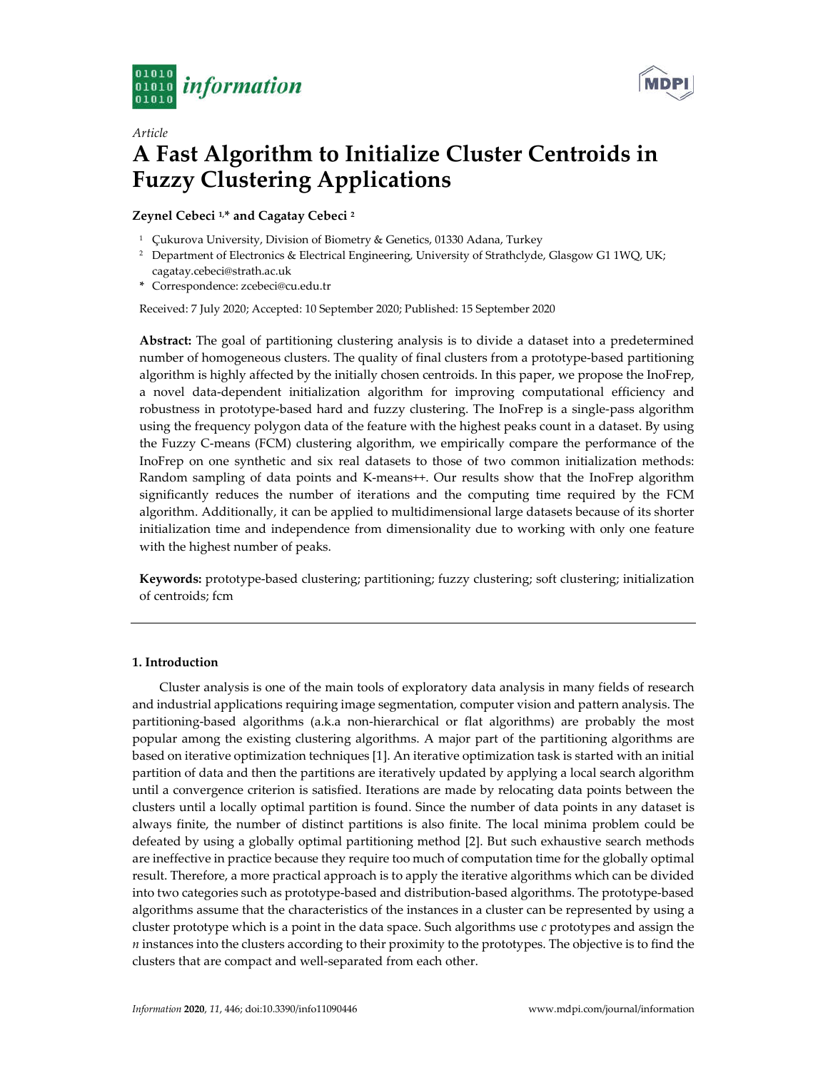*Article*

# A Fast Algorithm to Initialize Cluster Centroids in Fuzzy Clustering Applications

**Zeynel Cebeci [1,*] and Cagatay Cebeci [2]**

[1] Çukurova University, Division of Biometry & Genetics, 01330 Adana, Turkey
[2] Department of Electronics & Electrical Engineering, University of Strathclyde, Glasgow G1 1WQ, UK; cagatay.cebeci@strath.ac.uk
* Correspondence: zcebeci@cu.edu.tr

Received: 7 July 2020; Accepted: 10 September 2020; Published: 15 September 2020

**Abstract:** The goal of partitioning clustering analysis is to divide a dataset into a predetermined number of homogeneous clusters. The quality of final clusters from a prototype-based partitioning algorithm is highly affected by the initially chosen centroids. In this paper, we propose the InoFrep, a novel data-dependent initialization algorithm for improving computational efficiency and robustness in prototype-based hard and fuzzy clustering. The InoFrep is a single-pass algorithm using the frequency polygon data of the feature with the highest peaks count in a dataset. By using the Fuzzy C-means (FCM) clustering algorithm, we empirically compare the performance of the InoFrep on one synthetic and six real datasets to those of two common initialization methods: Random sampling of data points and K-means++. Our results show that the InoFrep algorithm significantly reduces the number of iterations and the computing time required by the FCM algorithm. Additionally, it can be applied to multidimensional large datasets because of its shorter initialization time and independence from dimensionality due to working with only one feature with the highest number of peaks.

**Keywords:** prototype-based clustering; partitioning; fuzzy clustering; soft clustering; initialization of centroids; fcm

## 1. Introduction

Cluster analysis is one of the main tools of exploratory data analysis in many fields of research and industrial applications requiring image segmentation, computer vision and pattern analysis. The partitioning-based algorithms (a.k.a non-hierarchical or flat algorithms) are probably the most popular among the existing clustering algorithms. A major part of the partitioning algorithms are based on iterative optimization techniques [1]. An iterative optimization task is started with an initial partition of data and then the partitions are iteratively updated by applying a local search algorithm until a convergence criterion is satisfied. Iterations are made by relocating data points between the clusters until a locally optimal partition is found. Since the number of data points in any dataset is always finite, the number of distinct partitions is also finite. The local minima problem could be defeated by using a globally optimal partitioning method [2]. But such exhaustive search methods are ineffective in practice because they require too much of computation time for the globally optimal result. Therefore, a more practical approach is to apply the iterative algorithms which can be divided into two categories such as prototype-based and distribution-based algorithms. The prototype-based algorithms assume that the characteristics of the instances in a cluster can be represented by using a cluster prototype which is a point in the data space. Such algorithms use $c$ prototypes and assign the $n$ instances into the clusters according to their proximity to the prototypes. The objective is to find the clusters that are compact and well-separated from each other.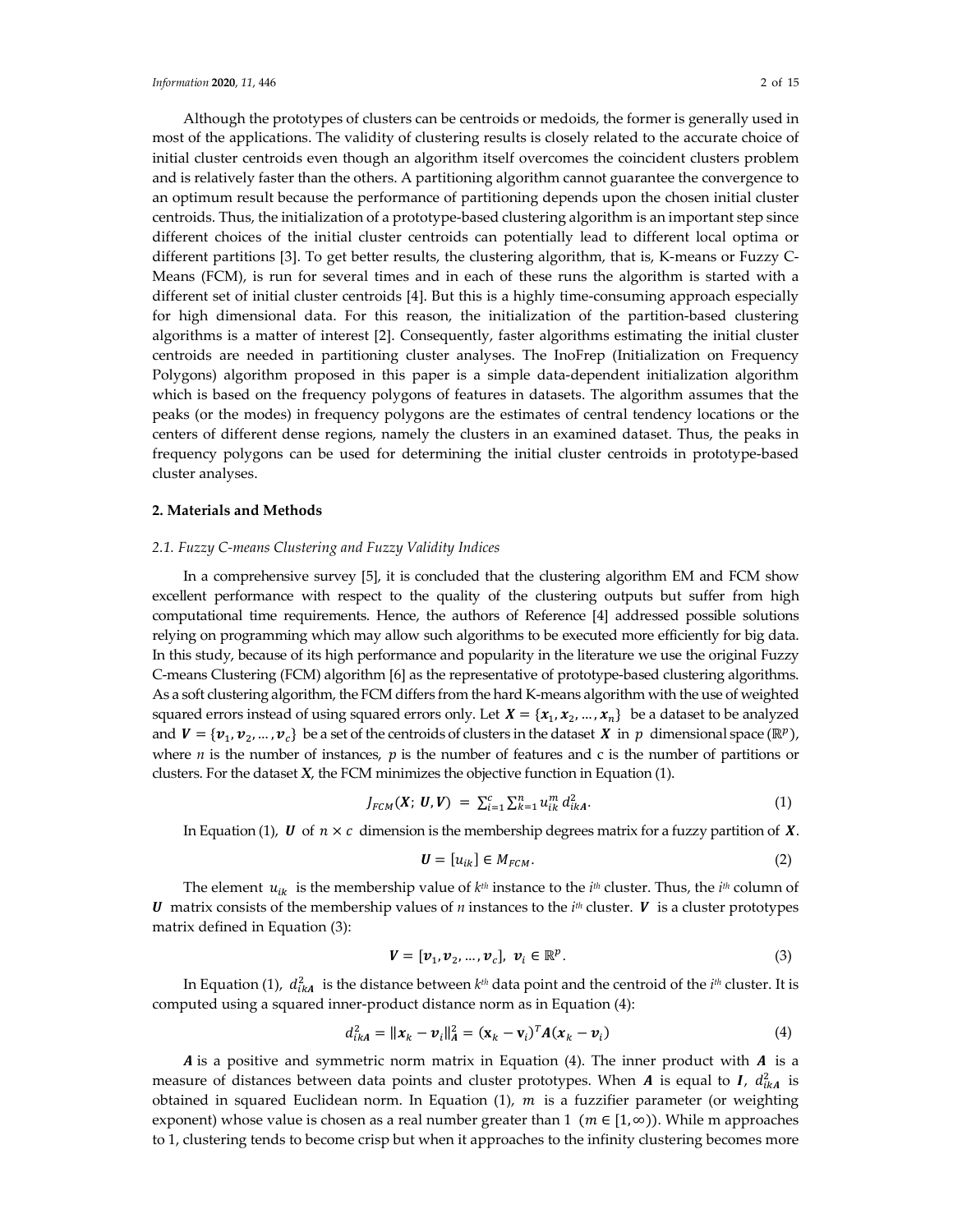Although the prototypes of clusters can be centroids or medoids, the former is generally used in most of the applications. The validity of clustering results is closely related to the accurate choice of initial cluster centroids even though an algorithm itself overcomes the coincident clusters problem and is relatively faster than the others. A partitioning algorithm cannot guarantee the convergence to an optimum result because the performance of partitioning depends upon the chosen initial cluster centroids. Thus, the initialization of a prototype-based clustering algorithm is an important step since different choices of the initial cluster centroids can potentially lead to different local optima or different partitions [3]. To get better results, the clustering algorithm, that is, K-means or Fuzzy C-Means (FCM), is run for several times and in each of these runs the algorithm is started with a different set of initial cluster centroids [4]. But this is a highly time-consuming approach especially for high dimensional data. For this reason, the initialization of the partition-based clustering algorithms is a matter of interest [2]. Consequently, faster algorithms estimating the initial cluster centroids are needed in partitioning cluster analyses. The InoFrep (Initialization on Frequency Polygons) algorithm proposed in this paper is a simple data-dependent initialization algorithm which is based on the frequency polygons of features in datasets. The algorithm assumes that the peaks (or the modes) in frequency polygons are the estimates of central tendency locations or the centers of different dense regions, namely the clusters in an examined dataset. Thus, the peaks in frequency polygons can be used for determining the initial cluster centroids in prototype-based cluster analyses.

## 2. Materials and Methods

### 2.1. Fuzzy C-means Clustering and Fuzzy Validity Indices

In a comprehensive survey [5], it is concluded that the clustering algorithm EM and FCM show excellent performance with respect to the quality of the clustering outputs but suffer from high computational time requirements. Hence, the authors of Reference [4] addressed possible solutions relying on programming which may allow such algorithms to be executed more efficiently for big data. In this study, because of its high performance and popularity in the literature we use the original Fuzzy C-means Clustering (FCM) algorithm [6] as the representative of prototype-based clustering algorithms. As a soft clustering algorithm, the FCM differs from the hard K-means algorithm with the use of weighted squared errors instead of using squared errors only. Let $\boldsymbol{X} = \{\boldsymbol{x}_1, \boldsymbol{x}_2, \ldots, \boldsymbol{x}_n\}$ be a dataset to be analyzed and $\boldsymbol{V} = \{\boldsymbol{v}_1, \boldsymbol{v}_2, \ldots, \boldsymbol{v}_c\}$ be a set of the centroids of clusters in the dataset $\boldsymbol{X}$ in $p$ dimensional space ($\mathbb{R}^p$), where $n$ is the number of instances, $p$ is the number of features and c is the number of partitions or clusters. For the dataset $\boldsymbol{X}$, the FCM minimizes the objective function in Equation (1).

$$J_{FCM}(\boldsymbol{X};\, \boldsymbol{U}, \boldsymbol{V}) \;=\; \sum_{i=1}^{c} \sum_{k=1}^{n} u_{ik}^{m}\, d_{ik\boldsymbol{A}}^{2}. \tag{1}$$

In Equation (1), $\boldsymbol{U}$ of $n \times c$ dimension is the membership degrees matrix for a fuzzy partition of $\boldsymbol{X}$.

$$\boldsymbol{U} = [u_{ik}] \in M_{FCM}. \tag{2}$$

The element $u_{ik}$ is the membership value of $k^{th}$ instance to the $i^{th}$ cluster. Thus, the $i^{th}$ column of $\boldsymbol{U}$ matrix consists of the membership values of $n$ instances to the $i^{th}$ cluster. $\boldsymbol{V}$ is a cluster prototypes matrix defined in Equation (3):

$$\boldsymbol{V} = [\boldsymbol{v}_1, \boldsymbol{v}_2, \ldots, \boldsymbol{v}_c],\;\; \boldsymbol{v}_i \in \mathbb{R}^p. \tag{3}$$

In Equation (1), $d_{ik\boldsymbol{A}}^2$ is the distance between $k^{th}$ data point and the centroid of the $i^{th}$ cluster. It is computed using a squared inner-product distance norm as in Equation (4):

$$d_{ik\boldsymbol{A}}^2 = \|\boldsymbol{x}_k - \boldsymbol{v}_i\|_{\boldsymbol{A}}^2 = (\mathbf{x}_k - \mathbf{v}_i)^T \boldsymbol{A} (\boldsymbol{x}_k - \boldsymbol{v}_i) \tag{4}$$

$\boldsymbol{A}$ is a positive and symmetric norm matrix in Equation (4). The inner product with $\boldsymbol{A}$ is a measure of distances between data points and cluster prototypes. When $\boldsymbol{A}$ is equal to $\boldsymbol{I}$, $d_{ik\boldsymbol{A}}^2$ is obtained in squared Euclidean norm. In Equation (1), $m$ is a fuzzifier parameter (or weighting exponent) whose value is chosen as a real number greater than 1 ($m \in [1, \infty)$). While m approaches to 1, clustering tends to become crisp but when it approaches to the infinity clustering becomes more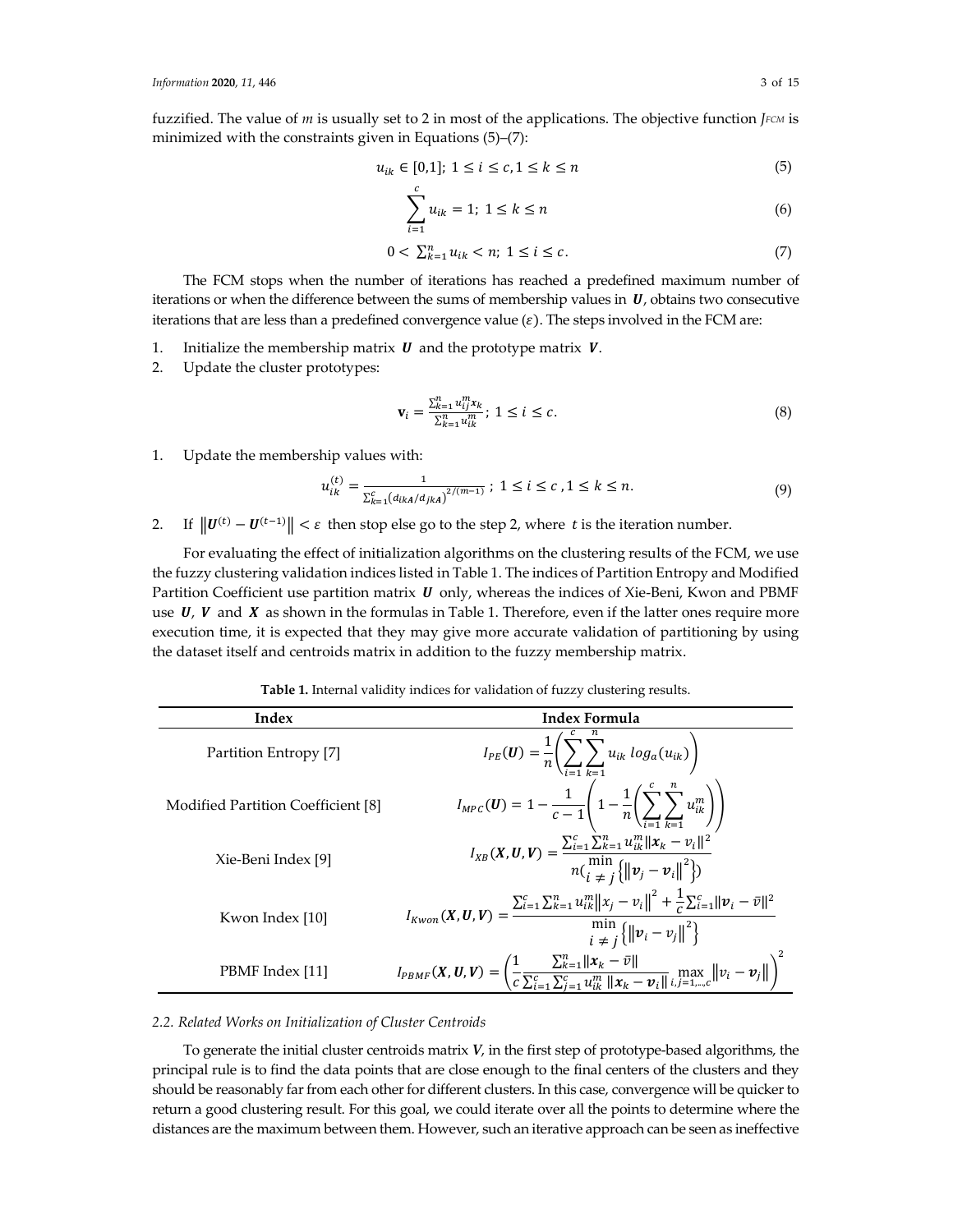fuzzified. The value of $m$ is usually set to 2 in most of the applications. The objective function $J_{FCM}$ is minimized with the constraints given in Equations (5)–(7):

$$u_{ik} \in [0,1];\ 1 \le i \le c, 1 \le k \le n \tag{5}$$

$$\sum_{i=1}^{c} u_{ik} = 1;\ 1 \le k \le n \tag{6}$$

$$0 < \sum_{k=1}^{n} u_{ik} < n;\ 1 \le i \le c. \tag{7}$$

The FCM stops when the number of iterations has reached a predefined maximum number of iterations or when the difference between the sums of membership values in $\boldsymbol{U}$, obtains two consecutive iterations that are less than a predefined convergence value ($\varepsilon$). The steps involved in the FCM are:

1. Initialize the membership matrix $\boldsymbol{U}$ and the prototype matrix $\boldsymbol{V}$.
2. Update the cluster prototypes:

$$\mathbf{v}_i = \frac{\sum_{k=1}^{n} u_{ij}^{m} \boldsymbol{x}_k}{\sum_{k=1}^{n} u_{ik}^{m}};\ 1 \le i \le c. \tag{8}$$

1. Update the membership values with:

$$u_{ik}^{(t)} = \frac{1}{\sum_{k=1}^{c} \left(d_{ik\boldsymbol{A}}/d_{jk\boldsymbol{A}}\right)^{2/(m-1)}};\ 1 \le i \le c, 1 \le k \le n. \tag{9}$$

2. If $\left\|\boldsymbol{U}^{(t)} - \boldsymbol{U}^{(t-1)}\right\| < \varepsilon$ then stop else go to the step 2, where $t$ is the iteration number.

For evaluating the effect of initialization algorithms on the clustering results of the FCM, we use the fuzzy clustering validation indices listed in Table 1. The indices of Partition Entropy and Modified Partition Coefficient use partition matrix $\boldsymbol{U}$ only, whereas the indices of Xie-Beni, Kwon and PBMF use $\boldsymbol{U}$, $\boldsymbol{V}$ and $\boldsymbol{X}$ as shown in the formulas in Table 1. Therefore, even if the latter ones require more execution time, it is expected that they may give more accurate validation of partitioning by using the dataset itself and centroids matrix in addition to the fuzzy membership matrix.

**Table 1.** Internal validity indices for validation of fuzzy clustering results.

| Index | Index Formula |
|---|---|
| Partition Entropy [7] | $I_{PE}(\boldsymbol{U}) = \frac{1}{n}\left(\sum_{i=1}^{c}\sum_{k=1}^{n} u_{ik}\ log_a(u_{ik})\right)$ |
| Modified Partition Coefficient [8] | $I_{MPC}(\boldsymbol{U}) = 1 - \frac{1}{c-1}\left(1 - \frac{1}{n}\left(\sum_{i=1}^{c}\sum_{k=1}^{n} u_{ik}^{m}\right)\right)$ |
| Xie-Beni Index [9] | $I_{XB}(\boldsymbol{X},\boldsymbol{U},\boldsymbol{V}) = \frac{\sum_{i=1}^{c}\sum_{k=1}^{n} u_{ik}^{m}\left\|\boldsymbol{x}_k - v_i\right\|^2}{n\left(\min_{i \ne j}\left\{\left\|\boldsymbol{v}_j - \boldsymbol{v}_i\right\|^2\right\}\right)}$ |
| Kwon Index [10] | $I_{Kwon}(\boldsymbol{X},\boldsymbol{U},\boldsymbol{V}) = \frac{\sum_{i=1}^{c}\sum_{k=1}^{n} u_{ik}^{m}\left\|x_j - v_i\right\|^2 + \frac{1}{c}\sum_{i=1}^{c}\left\|\boldsymbol{v}_i - \bar{v}\right\|^2}{\min_{i \ne j}\left\{\left\|\boldsymbol{v}_i - v_j\right\|^2\right\}}$ |
| PBMF Index [11] | $I_{PBMF}(\boldsymbol{X},\boldsymbol{U},\boldsymbol{V}) = \left(\frac{1}{c}\frac{\sum_{k=1}^{n}\left\|\boldsymbol{x}_k - \bar{v}\right\|}{\sum_{i=1}^{c}\sum_{j=1}^{c} u_{ik}^{m}\left\|\boldsymbol{x}_k - \boldsymbol{v}_i\right\|}\max_{i,j=1,\ldots,c}\left\|v_i - \boldsymbol{v}_j\right\|\right)^2$ |

### *2.2. Related Works on Initialization of Cluster Centroids*

To generate the initial cluster centroids matrix $\boldsymbol{V}$, in the first step of prototype-based algorithms, the principal rule is to find the data points that are close enough to the final centers of the clusters and they should be reasonably far from each other for different clusters. In this case, convergence will be quicker to return a good clustering result. For this goal, we could iterate over all the points to determine where the distances are the maximum between them. However, such an iterative approach can be seen as ineffective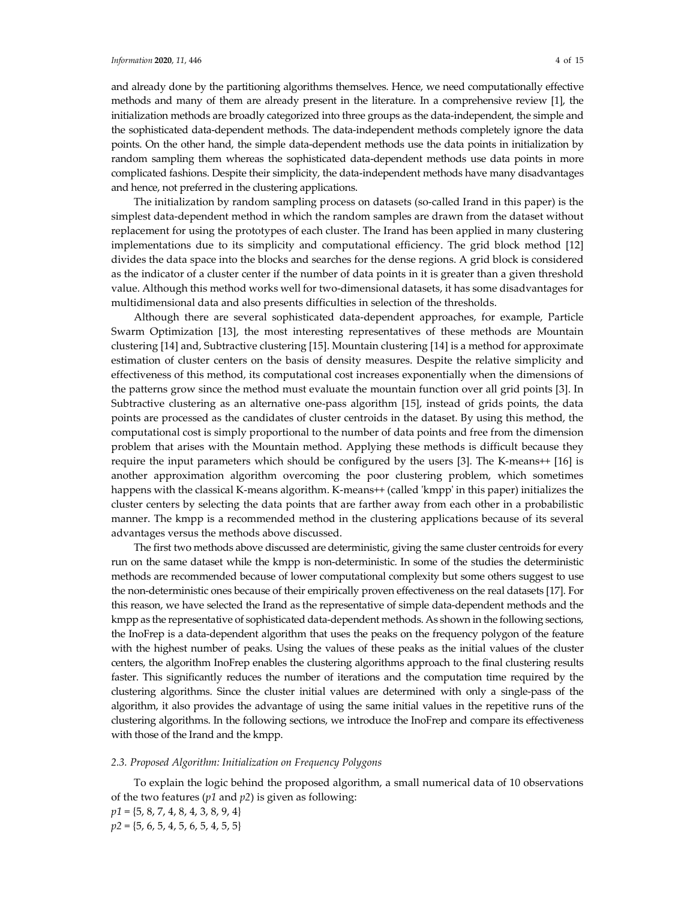and already done by the partitioning algorithms themselves. Hence, we need computationally effective methods and many of them are already present in the literature. In a comprehensive review [1], the initialization methods are broadly categorized into three groups as the data-independent, the simple and the sophisticated data-dependent methods. The data-independent methods completely ignore the data points. On the other hand, the simple data-dependent methods use the data points in initialization by random sampling them whereas the sophisticated data-dependent methods use data points in more complicated fashions. Despite their simplicity, the data-independent methods have many disadvantages and hence, not preferred in the clustering applications.

The initialization by random sampling process on datasets (so-called Irand in this paper) is the simplest data-dependent method in which the random samples are drawn from the dataset without replacement for using the prototypes of each cluster. The Irand has been applied in many clustering implementations due to its simplicity and computational efficiency. The grid block method [12] divides the data space into the blocks and searches for the dense regions. A grid block is considered as the indicator of a cluster center if the number of data points in it is greater than a given threshold value. Although this method works well for two-dimensional datasets, it has some disadvantages for multidimensional data and also presents difficulties in selection of the thresholds.

Although there are several sophisticated data-dependent approaches, for example, Particle Swarm Optimization [13], the most interesting representatives of these methods are Mountain clustering [14] and, Subtractive clustering [15]. Mountain clustering [14] is a method for approximate estimation of cluster centers on the basis of density measures. Despite the relative simplicity and effectiveness of this method, its computational cost increases exponentially when the dimensions of the patterns grow since the method must evaluate the mountain function over all grid points [3]. In Subtractive clustering as an alternative one-pass algorithm [15], instead of grids points, the data points are processed as the candidates of cluster centroids in the dataset. By using this method, the computational cost is simply proportional to the number of data points and free from the dimension problem that arises with the Mountain method. Applying these methods is difficult because they require the input parameters which should be configured by the users [3]. The K-means++ [16] is another approximation algorithm overcoming the poor clustering problem, which sometimes happens with the classical K-means algorithm. K-means++ (called 'kmpp' in this paper) initializes the cluster centers by selecting the data points that are farther away from each other in a probabilistic manner. The kmpp is a recommended method in the clustering applications because of its several advantages versus the methods above discussed.

The first two methods above discussed are deterministic, giving the same cluster centroids for every run on the same dataset while the kmpp is non-deterministic. In some of the studies the deterministic methods are recommended because of lower computational complexity but some others suggest to use the non-deterministic ones because of their empirically proven effectiveness on the real datasets [17]. For this reason, we have selected the Irand as the representative of simple data-dependent methods and the kmpp as the representative of sophisticated data-dependent methods. As shown in the following sections, the InoFrep is a data-dependent algorithm that uses the peaks on the frequency polygon of the feature with the highest number of peaks. Using the values of these peaks as the initial values of the cluster centers, the algorithm InoFrep enables the clustering algorithms approach to the final clustering results faster. This significantly reduces the number of iterations and the computation time required by the clustering algorithms. Since the cluster initial values are determined with only a single-pass of the algorithm, it also provides the advantage of using the same initial values in the repetitive runs of the clustering algorithms. In the following sections, we introduce the InoFrep and compare its effectiveness with those of the Irand and the kmpp.

### 2.3. Proposed Algorithm: Initialization on Frequency Polygons

To explain the logic behind the proposed algorithm, a small numerical data of 10 observations of the two features (*p1* and *p2*) is given as following:

*p1* = {5, 8, 7, 4, 8, 4, 3, 8, 9, 4}
*p2* = {5, 6, 5, 4, 5, 6, 5, 4, 5, 5}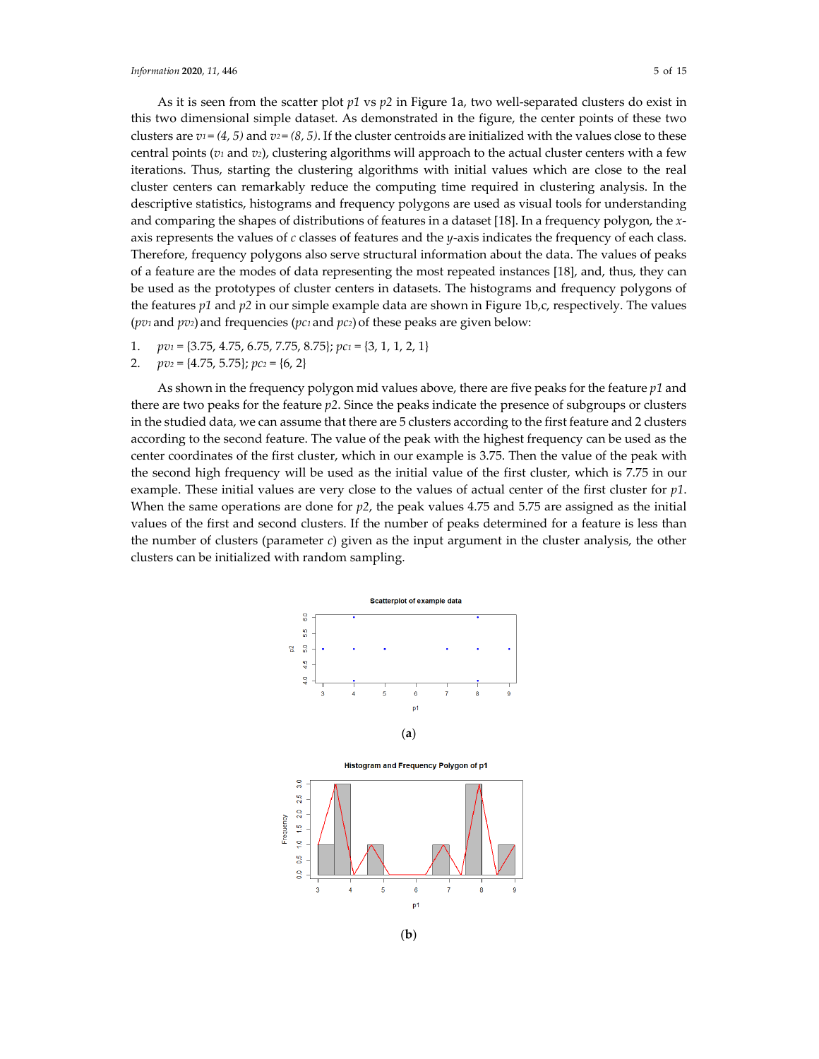As it is seen from the scatter plot *p1* vs *p2* in Figure 1a, two well-separated clusters do exist in this two dimensional simple dataset. As demonstrated in the figure, the center points of these two clusters are $v_1 = (4, 5)$ and $v_2 = (8, 5)$. If the cluster centroids are initialized with the values close to these central points ($v_1$ and $v_2$), clustering algorithms will approach to the actual cluster centers with a few iterations. Thus, starting the clustering algorithms with initial values which are close to the real cluster centers can remarkably reduce the computing time required in clustering analysis. In the descriptive statistics, histograms and frequency polygons are used as visual tools for understanding and comparing the shapes of distributions of features in a dataset [18]. In a frequency polygon, the *x*-axis represents the values of *c* classes of features and the *y*-axis indicates the frequency of each class. Therefore, frequency polygons also serve structural information about the data. The values of peaks of a feature are the modes of data representing the most repeated instances [18], and, thus, they can be used as the prototypes of cluster centers in datasets. The histograms and frequency polygons of the features *p1* and *p2* in our simple example data are shown in Figure 1b,c, respectively. The values ($pv_1$ and $pv_2$) and frequencies ($pc_1$ and $pc_2$) of these peaks are given below:

1. $pv_1$ = {3.75, 4.75, 6.75, 7.75, 8.75}; $pc_1$ = {3, 1, 1, 2, 1}
2. $pv_2$ = {4.75, 5.75}; $pc_2$ = {6, 2}

As shown in the frequency polygon mid values above, there are five peaks for the feature *p1* and there are two peaks for the feature *p2*. Since the peaks indicate the presence of subgroups or clusters in the studied data, we can assume that there are 5 clusters according to the first feature and 2 clusters according to the second feature. The value of the peak with the highest frequency can be used as the center coordinates of the first cluster, which in our example is 3.75. Then the value of the peak with the second high frequency will be used as the initial value of the first cluster, which is 7.75 in our example. These initial values are very close to the values of actual center of the first cluster for *p1*. When the same operations are done for *p2*, the peak values 4.75 and 5.75 are assigned as the initial values of the first and second clusters. If the number of peaks determined for a feature is less than the number of clusters (parameter *c*) given as the input argument in the cluster analysis, the other clusters can be initialized with random sampling.

(**a**)

(**b**)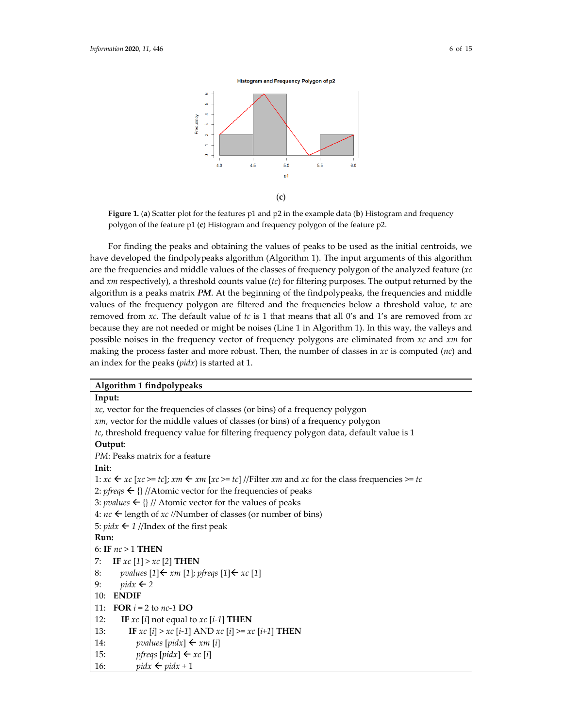(**c**)

**Figure 1.** (**a**) Scatter plot for the features p1 and p2 in the example data (**b**) Histogram and frequency polygon of the feature p1 (**c**) Histogram and frequency polygon of the feature p2.

For finding the peaks and obtaining the values of peaks to be used as the initial centroids, we have developed the findpolypeaks algorithm (Algorithm 1). The input arguments of this algorithm are the frequencies and middle values of the classes of frequency polygon of the analyzed feature (*xc* and *xm* respectively), a threshold counts value (*tc*) for filtering purposes. The output returned by the algorithm is a peaks matrix ***PM***. At the beginning of the findpolypeaks, the frequencies and middle values of the frequency polygon are filtered and the frequencies below a threshold value, *tc* are removed from *xc*. The default value of *tc* is 1 that means that all 0's and 1's are removed from *xc* because they are not needed or might be noises (Line 1 in Algorithm 1). In this way, the valleys and possible noises in the frequency vector of frequency polygons are eliminated from *xc* and *xm* for making the process faster and more robust. Then, the number of classes in *xc* is computed (*nc*) and an index for the peaks (*pidx*) is started at 1.

**Algorithm 1 findpolypeaks**

**Input:**
*xc*, vector for the frequencies of classes (or bins) of a frequency polygon
*xm*, vector for the middle values of classes (or bins) of a frequency polygon
*tc*, threshold frequency value for filtering frequency polygon data, default value is 1

**Output**:
*PM*: Peaks matrix for a feature

**Init**:

```
1: xc ← xc [xc >= tc]; xm ← xm [xc >= tc] //Filter xm and xc for the class frequencies >= tc
2: pfreqs ← {} //Atomic vector for the frequencies of peaks
3: pvalues ← {} // Atomic vector for the values of peaks
4: nc ← length of xc //Number of classes (or number of bins)
5: pidx ← 1 //Index of the first peak
```

**Run:**

```
6: IF nc > 1 THEN
7:    IF xc [1] > xc [2] THEN
8:       pvalues [1]← xm [1]; pfreqs [1]← xc [1]
9:       pidx ← 2
10:   ENDIF
11:   FOR i = 2 to nc-1 DO
12:      IF xc [i] not equal to xc [i-1] THEN
13:         IF xc [i] > xc [i-1] AND xc [i] >= xc [i+1] THEN
14:            pvalues [pidx] ← xm [i]
15:            pfreqs [pidx] ← xc [i]
16:            pidx ← pidx + 1
```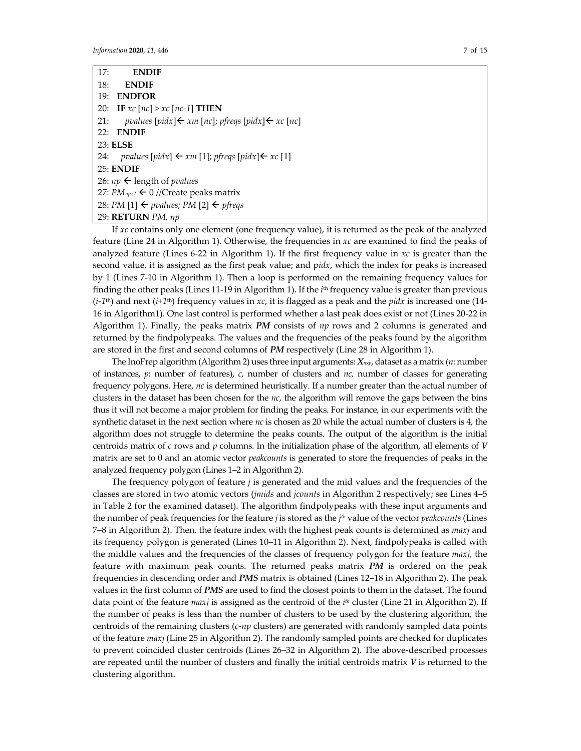```
17:         ENDIF
18:      ENDIF
19:   ENDFOR
20:   IF xc [nc] > xc [nc-1] THEN
21:       pvalues [pidx] ← xm [nc]; pfreqs [pidx] ← xc [nc]
22:   ENDIF
23: ELSE
24:    pvalues [pidx] ← xm [1]; pfreqs [pidx] ← xc [1]
25: ENDIF
26: np ← length of pvalues
27: PM_npx2 ← 0 //Create peaks matrix
28: PM [1] ← pvalues; PM [2] ← pfreqs
29: RETURN PM, np
```

If *xc* contains only one element (one frequency value), it is returned as the peak of the analyzed feature (Line 24 in Algorithm 1). Otherwise, the frequencies in *xc* are examined to find the peaks of analyzed feature (Lines 6-22 in Algorithm 1). If the first frequency value in *xc* is greater than the second value, it is assigned as the first peak value; and p*idx*, which the index for peaks is increased by 1 (Lines 7-10 in Algorithm 1). Then a loop is performed on the remaining frequency values for finding the other peaks (Lines 11-19 in Algorithm 1). If the $i^{th}$ frequency value is greater than previous ($i\text{-}1^{th}$) and next ($i\text{+}1^{th}$) frequency values in *xc*, it is flagged as a peak and the *pidx* is increased one (14-16 in Algorithm1). One last control is performed whether a last peak does exist or not (Lines 20-22 in Algorithm 1). Finally, the peaks matrix ***PM*** consists of *np* rows and 2 columns is generated and returned by the findpolypeaks. The values and the frequencies of the peaks found by the algorithm are stored in the first and second columns of ***PM*** respectively (Line 28 in Algorithm 1).

The InoFrep algorithm (Algorithm 2) uses three input arguments: $\boldsymbol{X}_{nxp}$, dataset as a matrix (*n*: number of instances, *p*: number of features), *c*, number of clusters and *nc,* number of classes for generating frequency polygons. Here, *nc* is determined heuristically. If a number greater than the actual number of clusters in the dataset has been chosen for the *nc*, the algorithm will remove the gaps between the bins thus it will not become a major problem for finding the peaks. For instance, in our experiments with the synthetic dataset in the next section where *nc* is chosen as 20 while the actual number of clusters is 4, the algorithm does not struggle to determine the peaks counts. The output of the algorithm is the initial centroids matrix of *c* rows and *p* columns. In the initialization phase of the algorithm, all elements of ***V*** matrix are set to 0 and an atomic vector *peakcounts* is generated to store the frequencies of peaks in the analyzed frequency polygon (Lines 1–2 in Algorithm 2).

The frequency polygon of feature *j* is generated and the mid values and the frequencies of the classes are stored in two atomic vectors (*jmids* and *jcounts* in Algorithm 2 respectively; see Lines 4–5 in Table 2 for the examined dataset). The algorithm findpolypeaks with these input arguments and the number of peak frequencies for the feature *j* is stored as the $j^{th}$ value of the vector *peakcounts* (Lines 7–8 in Algorithm 2). Then, the feature index with the highest peak counts is determined as *maxj* and its frequency polygon is generated (Lines 10–11 in Algorithm 2). Next, findpolypeaks is called with the middle values and the frequencies of the classes of frequency polygon for the feature *maxj*, the feature with maximum peak counts. The returned peaks matrix ***PM*** is ordered on the peak frequencies in descending order and ***PMS*** matrix is obtained (Lines 12–18 in Algorithm 2). The peak values in the first column of ***PMS*** are used to find the closest points to them in the dataset. The found data point of the feature *maxj* is assigned as the centroid of the $i^{th}$ cluster (Line 21 in Algorithm 2). If the number of peaks is less than the number of clusters to be used by the clustering algorithm, the centroids of the remaining clusters (*c-np* clusters) are generated with randomly sampled data points of the feature *maxj* (Line 25 in Algorithm 2). The randomly sampled points are checked for duplicates to prevent coincided cluster centroids (Lines 26–32 in Algorithm 2). The above-described processes are repeated until the number of clusters and finally the initial centroids matrix ***V*** is returned to the clustering algorithm.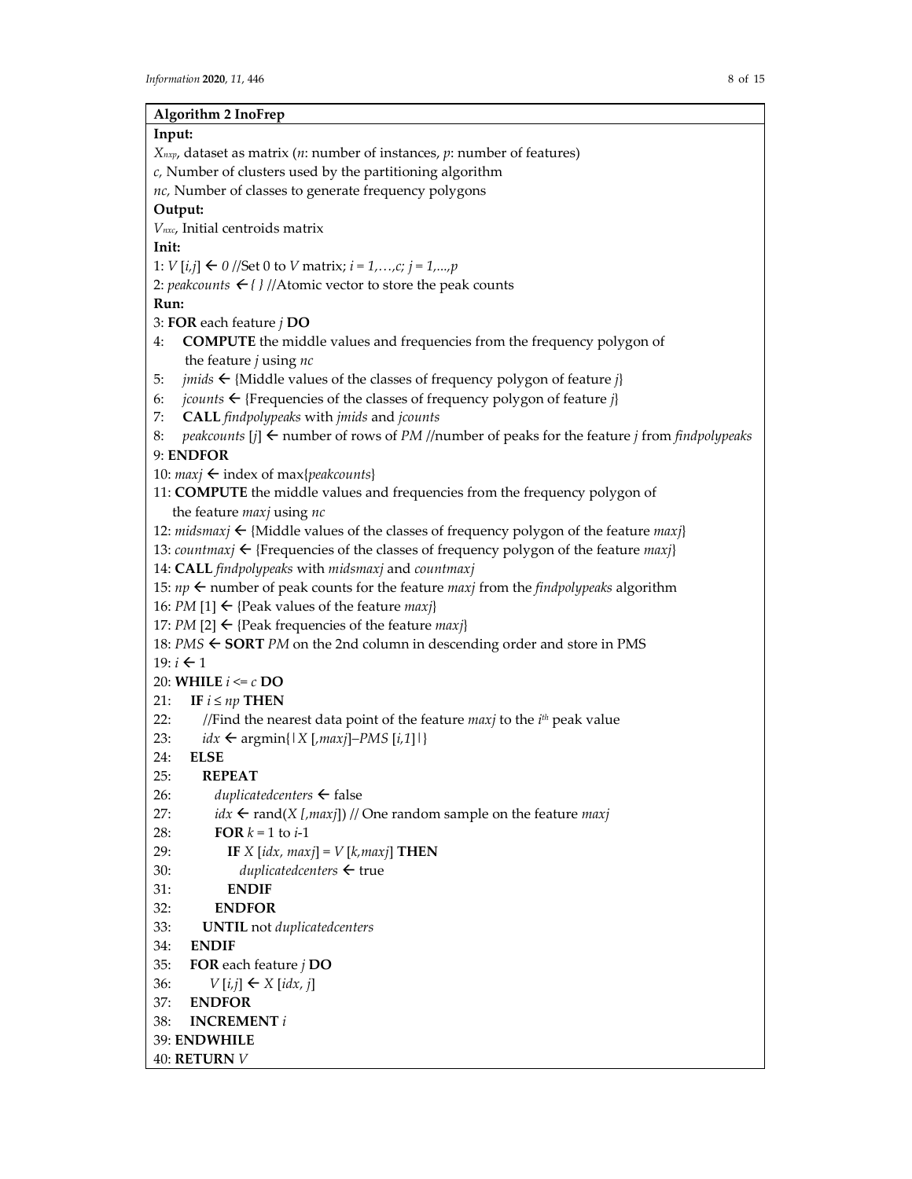**Algorithm 2 InoFrep**

**Input:**

$X_{nxp}$, dataset as matrix (*n*: number of instances, *p*: number of features)

*c*, Number of clusters used by the partitioning algorithm

*nc*, Number of classes to generate frequency polygons

**Output:**

$V_{nxc}$, Initial centroids matrix

**Init:**

```
1: V [i,j] ← 0 //Set 0 to V matrix; i = 1,…,c; j = 1,...,p
2: peakcounts ← { } //Atomic vector to store the peak counts
```

**Run:**

```
3: FOR each feature j DO
4:    COMPUTE the middle values and frequencies from the frequency polygon of
      the feature j using nc
5:    jmids ← {Middle values of the classes of frequency polygon of feature j}
6:    jcounts ← {Frequencies of the classes of frequency polygon of feature j}
7:    CALL findpolypeaks with jmids and jcounts
8:    peakcounts [j] ← number of rows of PM //number of peaks for the feature j from findpolypeaks
9: ENDFOR
10: maxj ← index of max{peakcounts}
11: COMPUTE the middle values and frequencies from the frequency polygon of
    the feature maxj using nc
12: midsmaxj ← {Middle values of the classes of frequency polygon of the feature maxj}
13: countmaxj ← {Frequencies of the classes of frequency polygon of the feature maxj}
14: CALL findpolypeaks with midsmaxj and countmaxj
15: np ← number of peak counts for the feature maxj from the findpolypeaks algorithm
16: PM [1] ← {Peak values of the feature maxj}
17: PM [2] ← {Peak frequencies of the feature maxj}
18: PMS ← SORT PM on the 2nd column in descending order and store in PMS
19: i ← 1
20: WHILE i <= c DO
21:    IF i ≤ np THEN
22:       //Find the nearest data point of the feature maxj to the i^th peak value
23:       idx ← argmin{|X [,maxj]–PMS [i,1]|}
24:    ELSE
25:       REPEAT
26:          duplicatedcenters ← false
27:          idx ← rand(X [,maxj]) // One random sample on the feature maxj
28:          FOR k = 1 to i-1
29:             IF X [idx, maxj] = V [k,maxj] THEN
30:                duplicatedcenters ← true
31:             ENDIF
32:          ENDFOR
33:       UNTIL not duplicatedcenters
34:    ENDIF
35:    FOR each feature j DO
36:       V [i,j] ← X [idx, j]
37:    ENDFOR
38:    INCREMENT i
39: ENDWHILE
40: RETURN V
```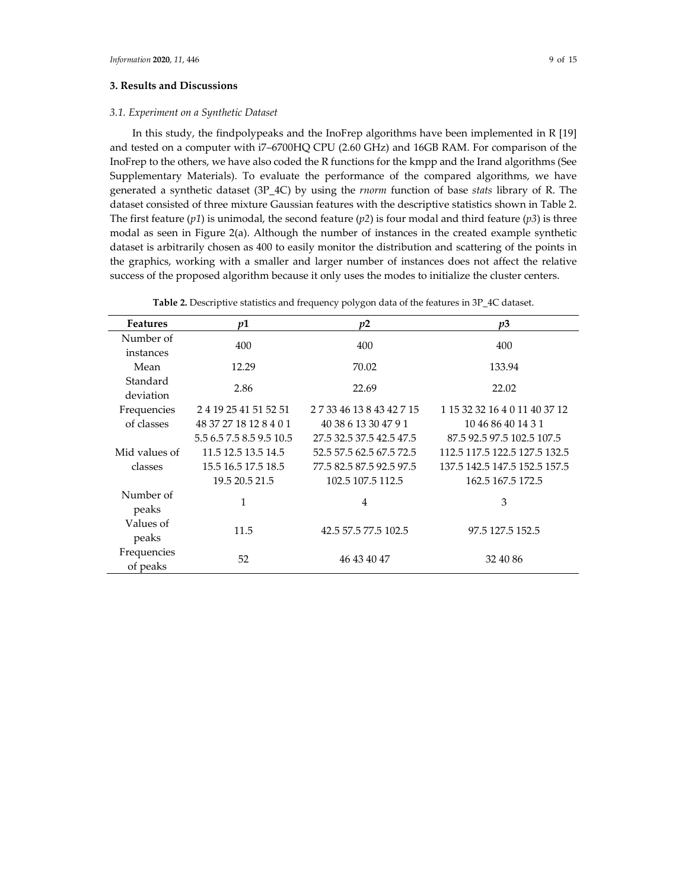## 3. Results and Discussions

### *3.1. Experiment on a Synthetic Dataset*

In this study, the findpolypeaks and the InoFrep algorithms have been implemented in R [19] and tested on a computer with i7–6700HQ CPU (2.60 GHz) and 16GB RAM. For comparison of the InoFrep to the others, we have also coded the R functions for the kmpp and the Irand algorithms (See Supplementary Materials). To evaluate the performance of the compared algorithms, we have generated a synthetic dataset (3P_4C) by using the *rnorm* function of base *stats* library of R. The dataset consisted of three mixture Gaussian features with the descriptive statistics shown in Table 2. The first feature (*p1*) is unimodal, the second feature (*p2*) is four modal and third feature (*p3*) is three modal as seen in Figure 2(a). Although the number of instances in the created example synthetic dataset is arbitrarily chosen as 400 to easily monitor the distribution and scattering of the points in the graphics, working with a smaller and larger number of instances does not affect the relative success of the proposed algorithm because it only uses the modes to initialize the cluster centers.

**Table 2.** Descriptive statistics and frequency polygon data of the features in 3P_4C dataset.

| Features | *p*1 | *p*2 | *p*3 |
|---|---|---|---|
| Number of instances | 400 | 400 | 400 |
| Mean | 12.29 | 70.02 | 133.94 |
| Standard deviation | 2.86 | 22.69 | 22.02 |
| Frequencies of classes | 2 4 19 25 41 51 52 51 48 37 27 18 12 8 4 0 1 | 2 7 33 46 13 8 43 42 7 15 40 38 6 13 30 47 9 1 | 1 15 32 32 16 4 0 11 40 37 12 10 46 86 40 14 3 1 |
| Mid values of classes | 5.5 6.5 7.5 8.5 9.5 10.5 11.5 12.5 13.5 14.5 15.5 16.5 17.5 18.5 19.5 20.5 21.5 | 27.5 32.5 37.5 42.5 47.5 52.5 57.5 62.5 67.5 72.5 77.5 82.5 87.5 92.5 97.5 102.5 107.5 112.5 | 87.5 92.5 97.5 102.5 107.5 112.5 117.5 122.5 127.5 132.5 137.5 142.5 147.5 152.5 157.5 162.5 167.5 172.5 |
| Number of peaks | 1 | 4 | 3 |
| Values of peaks | 11.5 | 42.5 57.5 77.5 102.5 | 97.5 127.5 152.5 |
| Frequencies of peaks | 52 | 46 43 40 47 | 32 40 86 |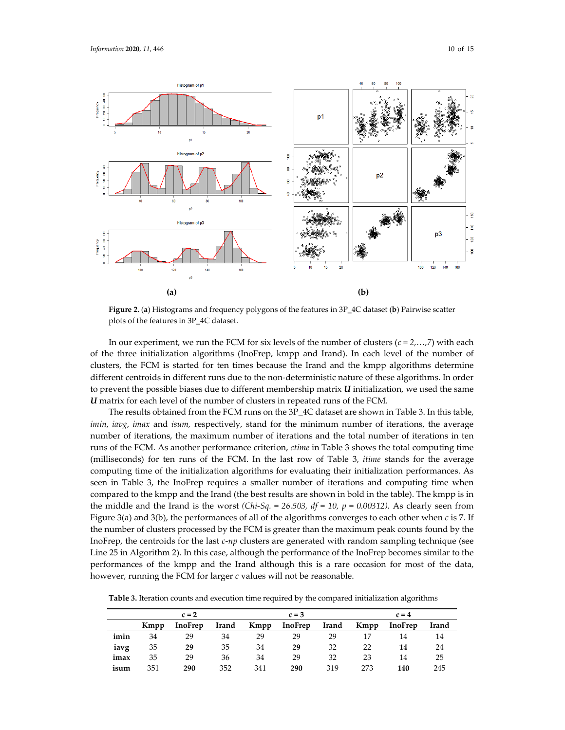**Figure 2.** (**a**) Histograms and frequency polygons of the features in 3P_4C dataset (**b**) Pairwise scatter plots of the features in 3P_4C dataset.

In our experiment, we run the FCM for six levels of the number of clusters (*c* = *2*,…,*7*) with each of the three initialization algorithms (InoFrep, kmpp and Irand). In each level of the number of clusters, the FCM is started for ten times because the Irand and the kmpp algorithms determine different centroids in different runs due to the non-deterministic nature of these algorithms. In order to prevent the possible biases due to different membership matrix ***U*** initialization, we used the same ***U*** matrix for each level of the number of clusters in repeated runs of the FCM.

The results obtained from the FCM runs on the 3P_4C dataset are shown in Table 3. In this table, *imin*, *iavg*, *imax* and *isum*, respectively, stand for the minimum number of iterations, the average number of iterations, the maximum number of iterations and the total number of iterations in ten runs of the FCM. As another performance criterion, *ctime* in Table 3 shows the total computing time (milliseconds) for ten runs of the FCM. In the last row of Table 3, *itime* stands for the average computing time of the initialization algorithms for evaluating their initialization performances. As seen in Table 3, the InoFrep requires a smaller number of iterations and computing time when compared to the kmpp and the Irand (the best results are shown in bold in the table). The kmpp is in the middle and the Irand is the worst *(Chi-Sq. = 26.503, df = 10, p = 0.00312).* As clearly seen from Figure 3(a) and 3(b), the performances of all of the algorithms converges to each other when *c* is 7. If the number of clusters processed by the FCM is greater than the maximum peak counts found by the InoFrep, the centroids for the last *c-np* clusters are generated with random sampling technique (see Line 25 in Algorithm 2). In this case, although the performance of the InoFrep becomes similar to the performances of the kmpp and the Irand although this is a rare occasion for most of the data, however, running the FCM for larger *c* values will not be reasonable.

**Table 3.** Iteration counts and execution time required by the compared initialization algorithms

| | c = 2 | | | c = 3 | | | c = 4 | | |
|---|---|---|---|---|---|---|---|---|---|
| | Kmpp | InoFrep | Irand | Kmpp | InoFrep | Irand | Kmpp | InoFrep | Irand |
| imin | 34 | 29 | 34 | 29 | 29 | 29 | 17 | 14 | 14 |
| iavg | 35 | **29** | 35 | 34 | **29** | 32 | 22 | **14** | 24 |
| imax | 35 | 29 | 36 | 34 | 29 | 32 | 23 | 14 | 25 |
| isum | 351 | **290** | 352 | 341 | **290** | 319 | 273 | **140** | 245 |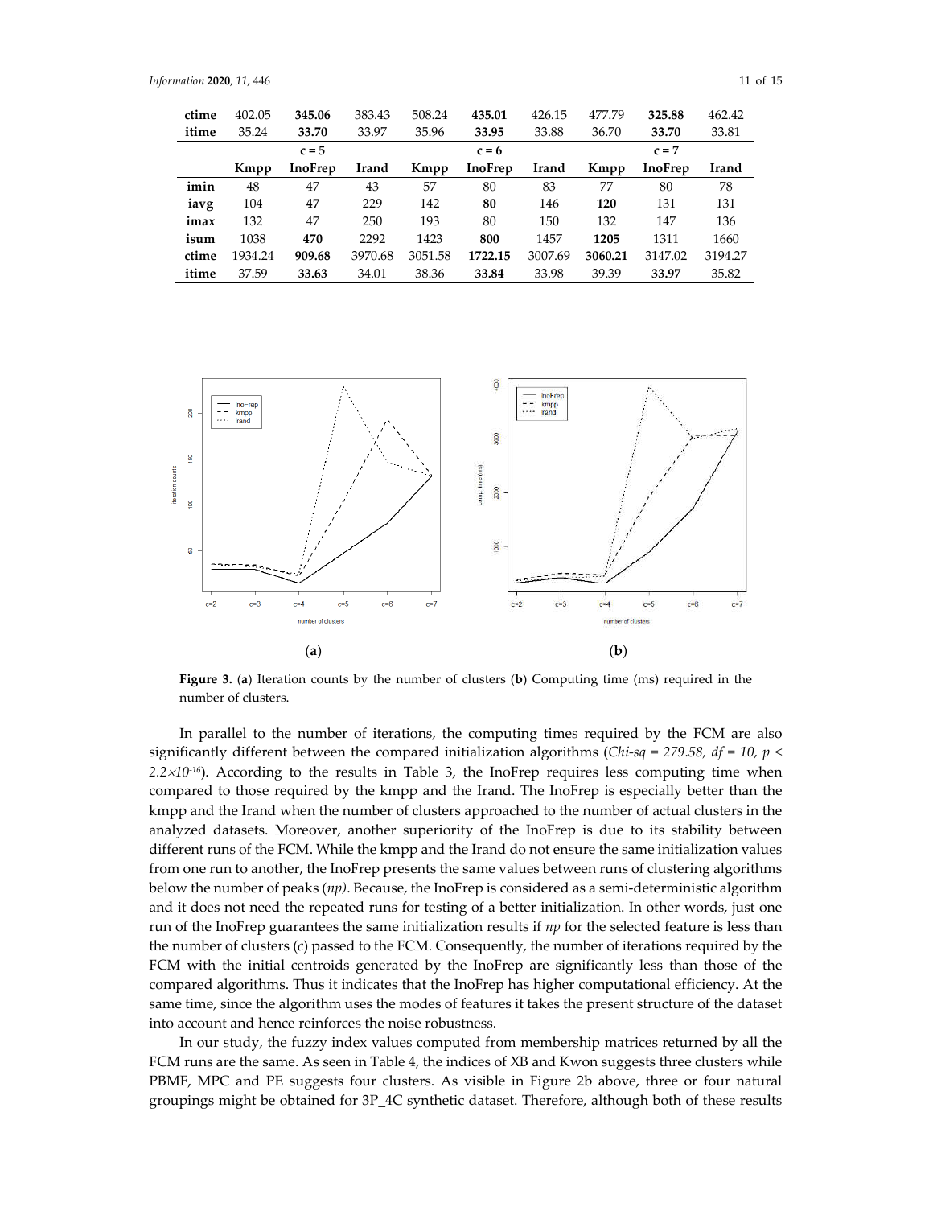| | | | | | | | | | |
|---|---|---|---|---|---|---|---|---|---|
| **ctime** | 402.05 | **345.06** | 383.43 | 508.24 | **435.01** | 426.15 | 477.79 | **325.88** | 462.42 |
| **itime** | 35.24 | **33.70** | 33.97 | 35.96 | **33.95** | 33.88 | 36.70 | **33.70** | 33.81 |
| | | c = 5 | | | c = 6 | | | c = 7 | |
| | **Kmpp** | **InoFrep** | **Irand** | **Kmpp** | **InoFrep** | **Irand** | **Kmpp** | **InoFrep** | **Irand** |
| **imin** | 48 | 47 | 43 | 57 | 80 | 83 | 77 | 80 | 78 |
| **iavg** | 104 | **47** | 229 | 142 | **80** | 146 | **120** | 131 | 131 |
| **imax** | 132 | 47 | 250 | 193 | 80 | 150 | 132 | 147 | 136 |
| **isum** | 1038 | **470** | 2292 | 1423 | **800** | 1457 | **1205** | 1311 | 1660 |
| **ctime** | 1934.24 | **909.68** | 3970.68 | 3051.58 | **1722.15** | 3007.69 | **3060.21** | 3147.02 | 3194.27 |
| **itime** | 37.59 | **33.63** | 34.01 | 38.36 | **33.84** | 33.98 | 39.39 | **33.97** | 35.82 |

**Figure 3.** (**a**) Iteration counts by the number of clusters (**b**) Computing time (ms) required in the number of clusters.

In parallel to the number of iterations, the computing times required by the FCM are also significantly different between the compared initialization algorithms (*Chi-sq* = 279.58, *df* = 10, $p < 2.2 \times 10^{-16}$). According to the results in Table 3, the InoFrep requires less computing time when compared to those required by the kmpp and the Irand. The InoFrep is especially better than the kmpp and the Irand when the number of clusters approached to the number of actual clusters in the analyzed datasets. Moreover, another superiority of the InoFrep is due to its stability between different runs of the FCM. While the kmpp and the Irand do not ensure the same initialization values from one run to another, the InoFrep presents the same values between runs of clustering algorithms below the number of peaks (*np*). Because, the InoFrep is considered as a semi-deterministic algorithm and it does not need the repeated runs for testing of a better initialization. In other words, just one run of the InoFrep guarantees the same initialization results if *np* for the selected feature is less than the number of clusters (*c*) passed to the FCM. Consequently, the number of iterations required by the FCM with the initial centroids generated by the InoFrep are significantly less than those of the compared algorithms. Thus it indicates that the InoFrep has higher computational efficiency. At the same time, since the algorithm uses the modes of features it takes the present structure of the dataset into account and hence reinforces the noise robustness.

In our study, the fuzzy index values computed from membership matrices returned by all the FCM runs are the same. As seen in Table 4, the indices of XB and Kwon suggests three clusters while PBMF, MPC and PE suggests four clusters. As visible in Figure 2b above, three or four natural groupings might be obtained for 3P_4C synthetic dataset. Therefore, although both of these results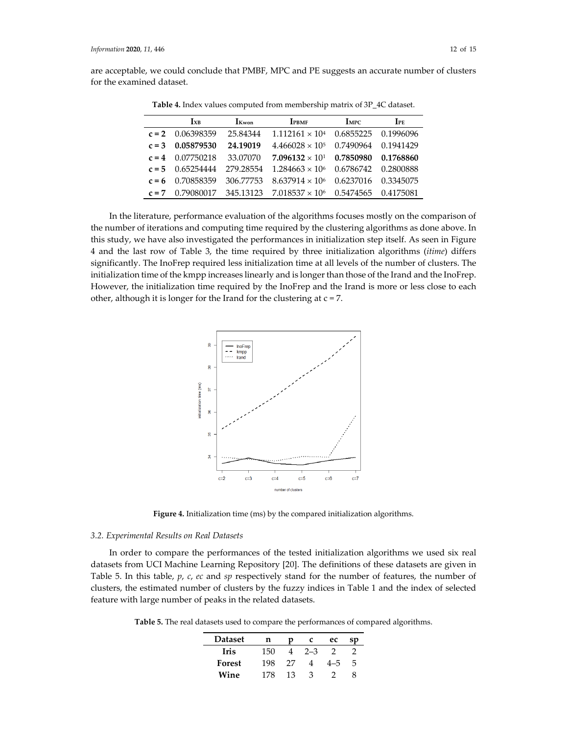are acceptable, we could conclude that PMBF, MPC and PE suggests an accurate number of clusters for the examined dataset.

**Table 4.** Index values computed from membership matrix of 3P_4C dataset.

| | $I_{XB}$ | $I_{Kwon}$ | $I_{PBMF}$ | $I_{MPC}$ | $I_{PE}$ |
|---|---|---|---|---|---|
| **c = 2** | 0.06398359 | 25.84344 | $1.112161 \times 10^4$ | 0.6855225 | 0.1996096 |
| **c = 3** | **0.05879530** | **24.19019** | $4.466028 \times 10^5$ | 0.7490964 | 0.1941429 |
| **c = 4** | 0.07750218 | 33.07070 | $\mathbf{7.096132 \times 10^1}$ | **0.7850980** | **0.1768860** |
| **c = 5** | 0.65254444 | 279.28554 | $1.284663 \times 10^6$ | 0.6786742 | 0.2800888 |
| **c = 6** | 0.70858359 | 306.77753 | $8.637914 \times 10^6$ | 0.6237016 | 0.3345075 |
| **c = 7** | 0.79080017 | 345.13123 | $7.018537 \times 10^6$ | 0.5474565 | 0.4175081 |

In the literature, performance evaluation of the algorithms focuses mostly on the comparison of the number of iterations and computing time required by the clustering algorithms as done above. In this study, we have also investigated the performances in initialization step itself. As seen in Figure 4 and the last row of Table 3, the time required by three initialization algorithms (*itime*) differs significantly. The InoFrep required less initialization time at all levels of the number of clusters. The initialization time of the kmpp increases linearly and is longer than those of the Irand and the InoFrep. However, the initialization time required by the InoFrep and the Irand is more or less close to each other, although it is longer for the Irand for the clustering at c = 7.

**Figure 4.** Initialization time (ms) by the compared initialization algorithms.

### 3.2. Experimental Results on Real Datasets

In order to compare the performances of the tested initialization algorithms we used six real datasets from UCI Machine Learning Repository [20]. The definitions of these datasets are given in Table 5. In this table, *p*, *c*, *ec* and *sp* respectively stand for the number of features, the number of clusters, the estimated number of clusters by the fuzzy indices in Table 1 and the index of selected feature with large number of peaks in the related datasets.

**Table 5.** The real datasets used to compare the performances of compared algorithms.

| Dataset | n | p | c | ec | sp |
|---|---|---|---|---|---|
| **Iris** | 150 | 4 | 2–3 | 2 | 2 |
| **Forest** | 198 | 27 | 4 | 4–5 | 5 |
| **Wine** | 178 | 13 | 3 | 2 | 8 |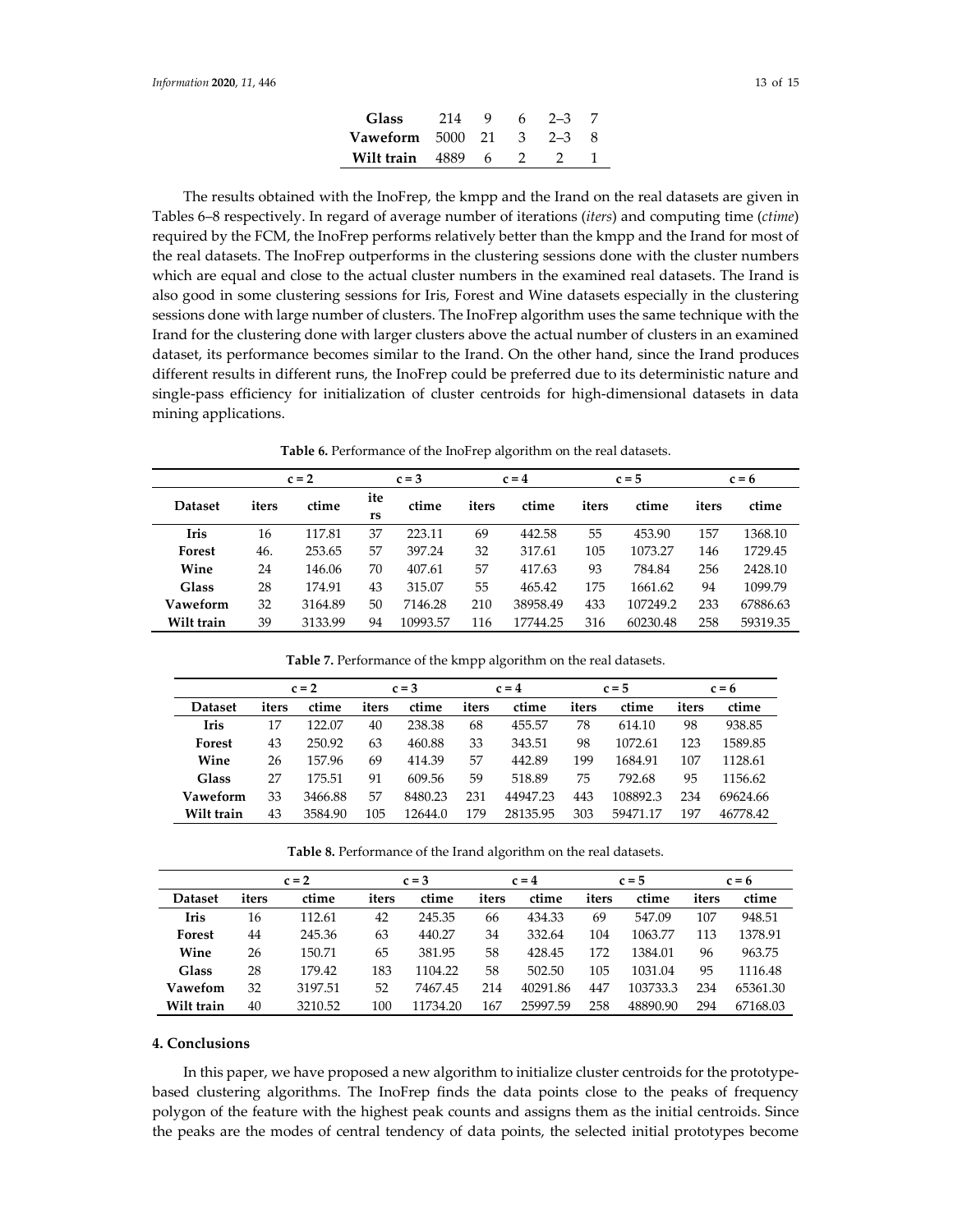| Glass | 214 | 9 | 6 | 2–3 | 7 |
|---|---|---|---|---|---|
| Vaweform | 5000 | 21 | 3 | 2–3 | 8 |
| Wilt train | 4889 | 6 | 2 | 2 | 1 |

The results obtained with the InoFrep, the kmpp and the Irand on the real datasets are given in Tables 6–8 respectively. In regard of average number of iterations (*iters*) and computing time (*ctime*) required by the FCM, the InoFrep performs relatively better than the kmpp and the Irand for most of the real datasets. The InoFrep outperforms in the clustering sessions done with the cluster numbers which are equal and close to the actual cluster numbers in the examined real datasets. The Irand is also good in some clustering sessions for Iris, Forest and Wine datasets especially in the clustering sessions done with large number of clusters. The InoFrep algorithm uses the same technique with the Irand for the clustering done with larger clusters above the actual number of clusters in an examined dataset, its performance becomes similar to the Irand. On the other hand, since the Irand produces different results in different runs, the InoFrep could be preferred due to its deterministic nature and single-pass efficiency for initialization of cluster centroids for high-dimensional datasets in data mining applications.

**Table 6.** Performance of the InoFrep algorithm on the real datasets.

| | c = 2 | | c = 3 | | c = 4 | | c = 5 | | c = 6 | |
|---|---|---|---|---|---|---|---|---|---|---|
| **Dataset** | **iters** | **ctime** | **iters** | **ctime** | **iters** | **ctime** | **iters** | **ctime** | **iters** | **ctime** |
| **Iris** | 16 | 117.81 | 37 | 223.11 | 69 | 442.58 | 55 | 453.90 | 157 | 1368.10 |
| **Forest** | 46. | 253.65 | 57 | 397.24 | 32 | 317.61 | 105 | 1073.27 | 146 | 1729.45 |
| **Wine** | 24 | 146.06 | 70 | 407.61 | 57 | 417.63 | 93 | 784.84 | 256 | 2428.10 |
| **Glass** | 28 | 174.91 | 43 | 315.07 | 55 | 465.42 | 175 | 1661.62 | 94 | 1099.79 |
| **Vaweform** | 32 | 3164.89 | 50 | 7146.28 | 210 | 38958.49 | 433 | 107249.2 | 233 | 67886.63 |
| **Wilt train** | 39 | 3133.99 | 94 | 10993.57 | 116 | 17744.25 | 316 | 60230.48 | 258 | 59319.35 |

**Table 7.** Performance of the kmpp algorithm on the real datasets.

| | c = 2 | | c = 3 | | c = 4 | | c = 5 | | c = 6 | |
|---|---|---|---|---|---|---|---|---|---|---|
| **Dataset** | **iters** | **ctime** | **iters** | **ctime** | **iters** | **ctime** | **iters** | **ctime** | **iters** | **ctime** |
| **Iris** | 17 | 122.07 | 40 | 238.38 | 68 | 455.57 | 78 | 614.10 | 98 | 938.85 |
| **Forest** | 43 | 250.92 | 63 | 460.88 | 33 | 343.51 | 98 | 1072.61 | 123 | 1589.85 |
| **Wine** | 26 | 157.96 | 69 | 414.39 | 57 | 442.89 | 199 | 1684.91 | 107 | 1128.61 |
| **Glass** | 27 | 175.51 | 91 | 609.56 | 59 | 518.89 | 75 | 792.68 | 95 | 1156.62 |
| **Vaweform** | 33 | 3466.88 | 57 | 8480.23 | 231 | 44947.23 | 443 | 108892.3 | 234 | 69624.66 |
| **Wilt train** | 43 | 3584.90 | 105 | 12644.0 | 179 | 28135.95 | 303 | 59471.17 | 197 | 46778.42 |

**Table 8.** Performance of the Irand algorithm on the real datasets.

| | c = 2 | | c = 3 | | c = 4 | | c = 5 | | c = 6 | |
|---|---|---|---|---|---|---|---|---|---|---|
| **Dataset** | **iters** | **ctime** | **iters** | **ctime** | **iters** | **ctime** | **iters** | **ctime** | **iters** | **ctime** |
| **Iris** | 16 | 112.61 | 42 | 245.35 | 66 | 434.33 | 69 | 547.09 | 107 | 948.51 |
| **Forest** | 44 | 245.36 | 63 | 440.27 | 34 | 332.64 | 104 | 1063.77 | 113 | 1378.91 |
| **Wine** | 26 | 150.71 | 65 | 381.95 | 58 | 428.45 | 172 | 1384.01 | 96 | 963.75 |
| **Glass** | 28 | 179.42 | 183 | 1104.22 | 58 | 502.50 | 105 | 1031.04 | 95 | 1116.48 |
| **Vawefom** | 32 | 3197.51 | 52 | 7467.45 | 214 | 40291.86 | 447 | 103733.3 | 234 | 65361.30 |
| **Wilt train** | 40 | 3210.52 | 100 | 11734.20 | 167 | 25997.59 | 258 | 48890.90 | 294 | 67168.03 |

## 4. Conclusions

In this paper, we have proposed a new algorithm to initialize cluster centroids for the prototype-based clustering algorithms. The InoFrep finds the data points close to the peaks of frequency polygon of the feature with the highest peak counts and assigns them as the initial centroids. Since the peaks are the modes of central tendency of data points, the selected initial prototypes become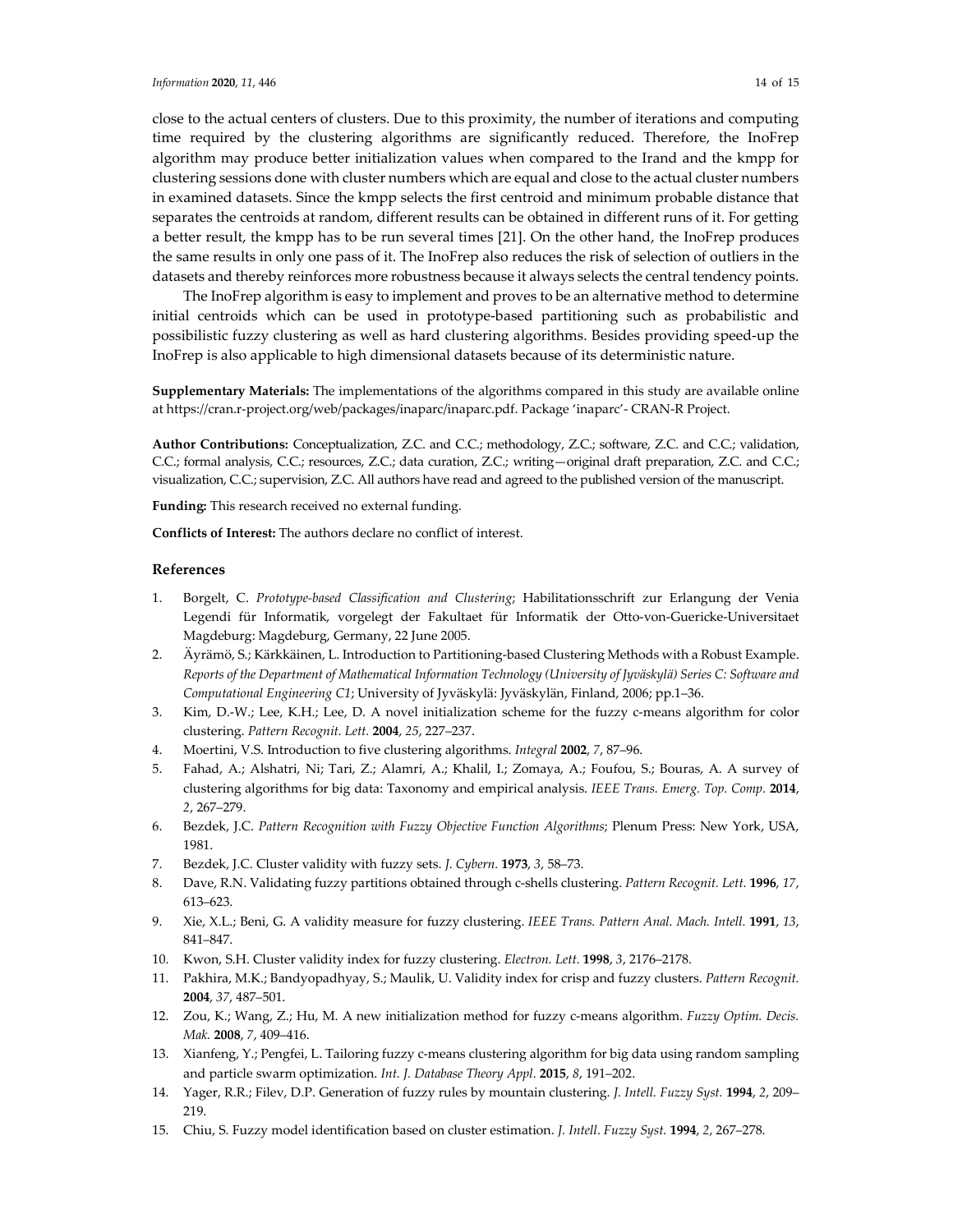close to the actual centers of clusters. Due to this proximity, the number of iterations and computing time required by the clustering algorithms are significantly reduced. Therefore, the InoFrep algorithm may produce better initialization values when compared to the Irand and the kmpp for clustering sessions done with cluster numbers which are equal and close to the actual cluster numbers in examined datasets. Since the kmpp selects the first centroid and minimum probable distance that separates the centroids at random, different results can be obtained in different runs of it. For getting a better result, the kmpp has to be run several times [21]. On the other hand, the InoFrep produces the same results in only one pass of it. The InoFrep also reduces the risk of selection of outliers in the datasets and thereby reinforces more robustness because it always selects the central tendency points.

The InoFrep algorithm is easy to implement and proves to be an alternative method to determine initial centroids which can be used in prototype-based partitioning such as probabilistic and possibilistic fuzzy clustering as well as hard clustering algorithms. Besides providing speed-up the InoFrep is also applicable to high dimensional datasets because of its deterministic nature.

**Supplementary Materials:** The implementations of the algorithms compared in this study are available online at https://cran.r-project.org/web/packages/inaparc/inaparc.pdf. Package 'inaparc'- CRAN-R Project.

**Author Contributions:** Conceptualization, Z.C. and C.C.; methodology, Z.C.; software, Z.C. and C.C.; validation, C.C.; formal analysis, C.C.; resources, Z.C.; data curation, Z.C.; writing—original draft preparation, Z.C. and C.C.; visualization, C.C.; supervision, Z.C. All authors have read and agreed to the published version of the manuscript.

**Funding:** This research received no external funding.

**Conflicts of Interest:** The authors declare no conflict of interest.

## References

1. Borgelt, C. *Prototype-based Classification and Clustering*; Habilitationsschrift zur Erlangung der Venia Legendi für Informatik, vorgelegt der Fakultaet für Informatik der Otto-von-Guericke-Universitaet Magdeburg: Magdeburg, Germany, 22 June 2005.
2. Äyrämö, S.; Kärkkäinen, L. Introduction to Partitioning-based Clustering Methods with a Robust Example. *Reports of the Department of Mathematical Information Technology (University of Jyväskylä) Series C: Software and Computational Engineering C1*; University of Jyväskylä: Jyväskylän, Finland, 2006; pp.1–36.
3. Kim, D.-W.; Lee, K.H.; Lee, D. A novel initialization scheme for the fuzzy c-means algorithm for color clustering. *Pattern Recognit. Lett.* **2004**, *25*, 227–237.
4. Moertini, V.S. Introduction to five clustering algorithms. *Integral* **2002**, *7*, 87–96.
5. Fahad, A.; Alshatri, Ni; Tari, Z.; Alamri, A.; Khalil, I.; Zomaya, A.; Foufou, S.; Bouras, A. A survey of clustering algorithms for big data: Taxonomy and empirical analysis. *IEEE Trans. Emerg. Top. Comp.* **2014**, *2*, 267–279.
6. Bezdek, J.C. *Pattern Recognition with Fuzzy Objective Function Algorithms*; Plenum Press: New York, USA, 1981.
7. Bezdek, J.C. Cluster validity with fuzzy sets. *J. Cybern.* **1973**, *3*, 58–73.
8. Dave, R.N. Validating fuzzy partitions obtained through c-shells clustering. *Pattern Recognit. Lett.* **1996**, *17*, 613–623.
9. Xie, X.L.; Beni, G. A validity measure for fuzzy clustering. *IEEE Trans. Pattern Anal. Mach. Intell.* **1991**, *13*, 841–847.
10. Kwon, S.H. Cluster validity index for fuzzy clustering. *Electron. Lett.* **1998**, *3*, 2176–2178.
11. Pakhira, M.K.; Bandyopadhyay, S.; Maulik, U. Validity index for crisp and fuzzy clusters. *Pattern Recognit.* **2004**, *37*, 487–501.
12. Zou, K.; Wang, Z.; Hu, M. A new initialization method for fuzzy c-means algorithm. *Fuzzy Optim. Decis. Mak.* **2008**, *7*, 409–416.
13. Xianfeng, Y.; Pengfei, L. Tailoring fuzzy c-means clustering algorithm for big data using random sampling and particle swarm optimization. *Int. J. Database Theory Appl.* **2015**, *8*, 191–202.
14. Yager, R.R.; Filev, D.P. Generation of fuzzy rules by mountain clustering. *J. Intell. Fuzzy Syst.* **1994**, *2*, 209–219.
15. Chiu, S. Fuzzy model identification based on cluster estimation. *J. Intell. Fuzzy Syst.* **1994**, *2*, 267–278.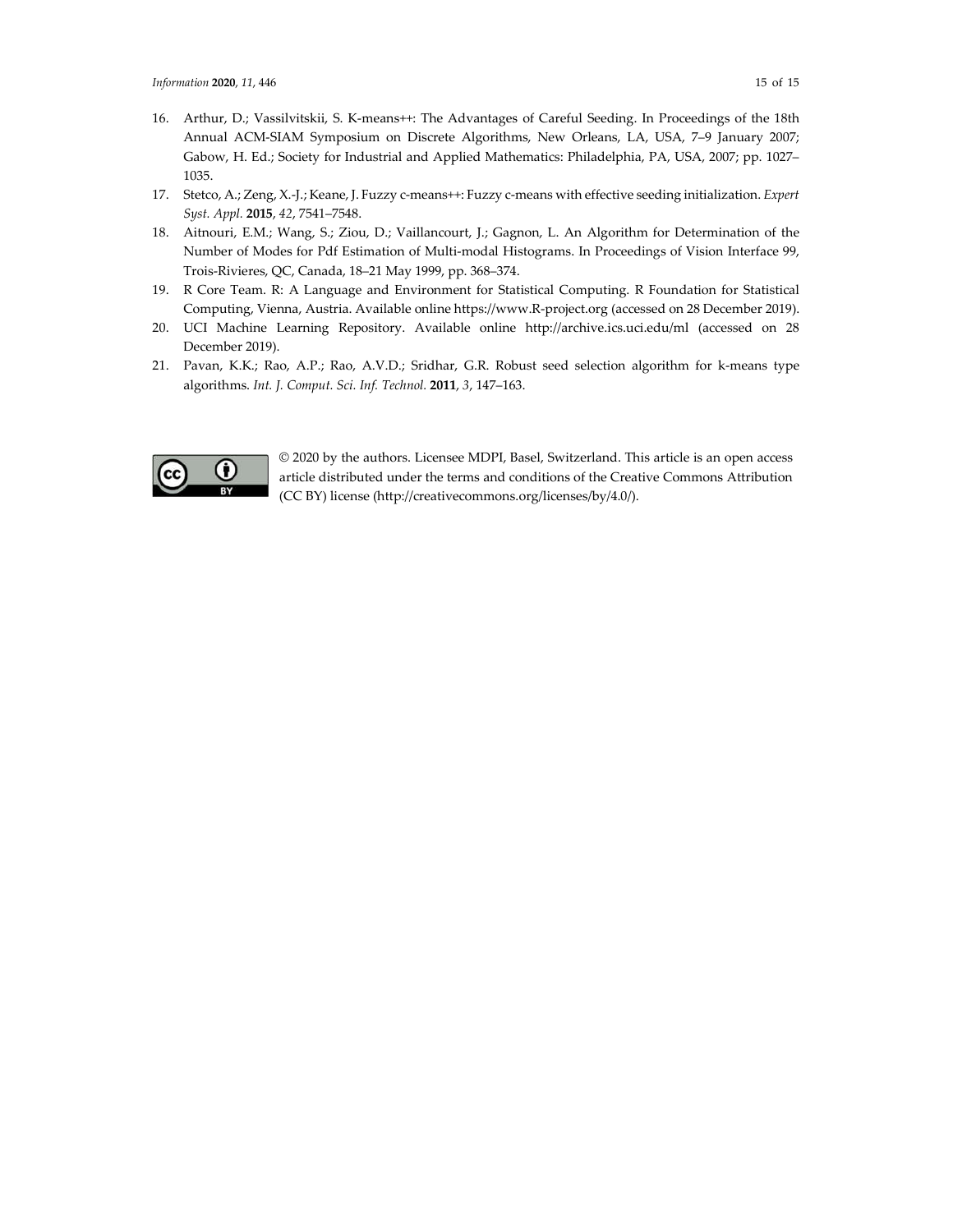16. Arthur, D.; Vassilvitskii, S. K-means++: The Advantages of Careful Seeding. In Proceedings of the 18th Annual ACM-SIAM Symposium on Discrete Algorithms, New Orleans, LA, USA, 7–9 January 2007; Gabow, H. Ed.; Society for Industrial and Applied Mathematics: Philadelphia, PA, USA, 2007; pp. 1027–1035.
17. Stetco, A.; Zeng, X.-J.; Keane, J. Fuzzy c-means++: Fuzzy c-means with effective seeding initialization. *Expert Syst. Appl.* **2015**, *42*, 7541–7548.
18. Aitnouri, E.M.; Wang, S.; Ziou, D.; Vaillancourt, J.; Gagnon, L. An Algorithm for Determination of the Number of Modes for Pdf Estimation of Multi-modal Histograms. In Proceedings of Vision Interface 99, Trois-Rivieres, QC, Canada, 18–21 May 1999, pp. 368–374.
19. R Core Team. R: A Language and Environment for Statistical Computing. R Foundation for Statistical Computing, Vienna, Austria. Available online https://www.R-project.org (accessed on 28 December 2019).
20. UCI Machine Learning Repository. Available online http://archive.ics.uci.edu/ml (accessed on 28 December 2019).
21. Pavan, K.K.; Rao, A.P.; Rao, A.V.D.; Sridhar, G.R. Robust seed selection algorithm for k-means type algorithms. *Int. J. Comput. Sci. Inf. Technol.* **2011**, *3*, 147–163.

© 2020 by the authors. Licensee MDPI, Basel, Switzerland. This article is an open access article distributed under the terms and conditions of the Creative Commons Attribution (CC BY) license (http://creativecommons.org/licenses/by/4.0/).